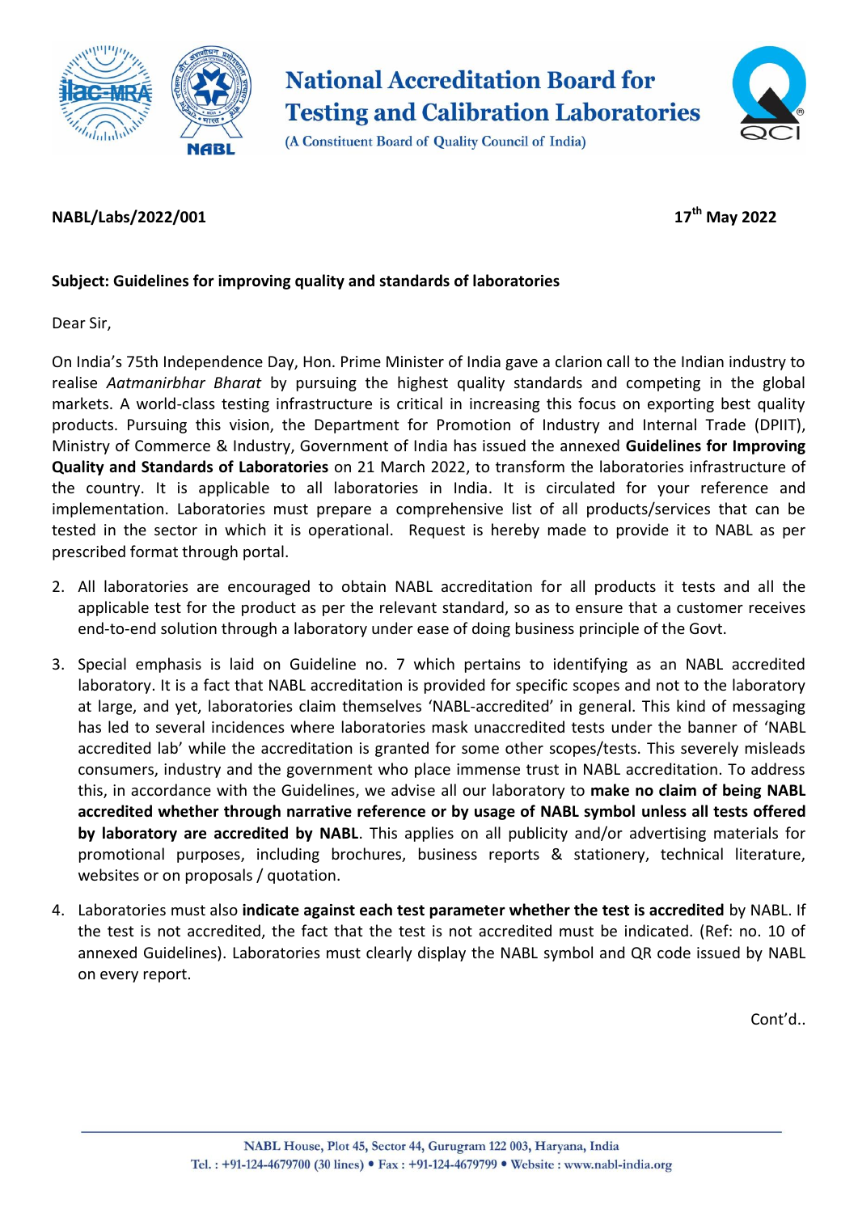**National Accreditation Board for Testing and Calibration Laboratories**

(A Constituent Board of Quality Council of India)

**NABL/Labs/2022/001** **17th May 2022**

**Subject: Guidelines for improving quality and standards of laboratories**

Dear Sir,

On India's 75th Independence Day, Hon. Prime Minister of India gave a clarion call to the Indian industry to realise *Aatmanirbhar Bharat* by pursuing the highest quality standards and competing in the global markets. A world-class testing infrastructure is critical in increasing this focus on exporting best quality products. Pursuing this vision, the Department for Promotion of Industry and Internal Trade (DPIIT), Ministry of Commerce & Industry, Government of India has issued the annexed **Guidelines for Improving Quality and Standards of Laboratories** on 21 March 2022, to transform the laboratories infrastructure of the country. It is applicable to all laboratories in India. It is circulated for your reference and implementation. Laboratories must prepare a comprehensive list of all products/services that can be tested in the sector in which it is operational. Request is hereby made to provide it to NABL as per prescribed format through portal.

2. All laboratories are encouraged to obtain NABL accreditation for all products it tests and all the applicable test for the product as per the relevant standard, so as to ensure that a customer receives end-to-end solution through a laboratory under ease of doing business principle of the Govt.

3. Special emphasis is laid on Guideline no. 7 which pertains to identifying as an NABL accredited laboratory. It is a fact that NABL accreditation is provided for specific scopes and not to the laboratory at large, and yet, laboratories claim themselves 'NABL-accredited' in general. This kind of messaging has led to several incidences where laboratories mask unaccredited tests under the banner of 'NABL accredited lab' while the accreditation is granted for some other scopes/tests. This severely misleads consumers, industry and the government who place immense trust in NABL accreditation. To address this, in accordance with the Guidelines, we advise all our laboratory to **make no claim of being NABL accredited whether through narrative reference or by usage of NABL symbol unless all tests offered by laboratory are accredited by NABL**. This applies on all publicity and/or advertising materials for promotional purposes, including brochures, business reports & stationery, technical literature, websites or on proposals / quotation.

4. Laboratories must also **indicate against each test parameter whether the test is accredited** by NABL. If the test is not accredited, the fact that the test is not accredited must be indicated. (Ref: no. 10 of annexed Guidelines). Laboratories must clearly display the NABL symbol and QR code issued by NABL on every report.

Cont'd..

NABL House, Plot 45, Sector 44, Gurugram 122 003, Haryana, India
Tel. : +91-124-4679700 (30 lines) • Fax : +91-124-4679799 • Website : www.nabl-india.org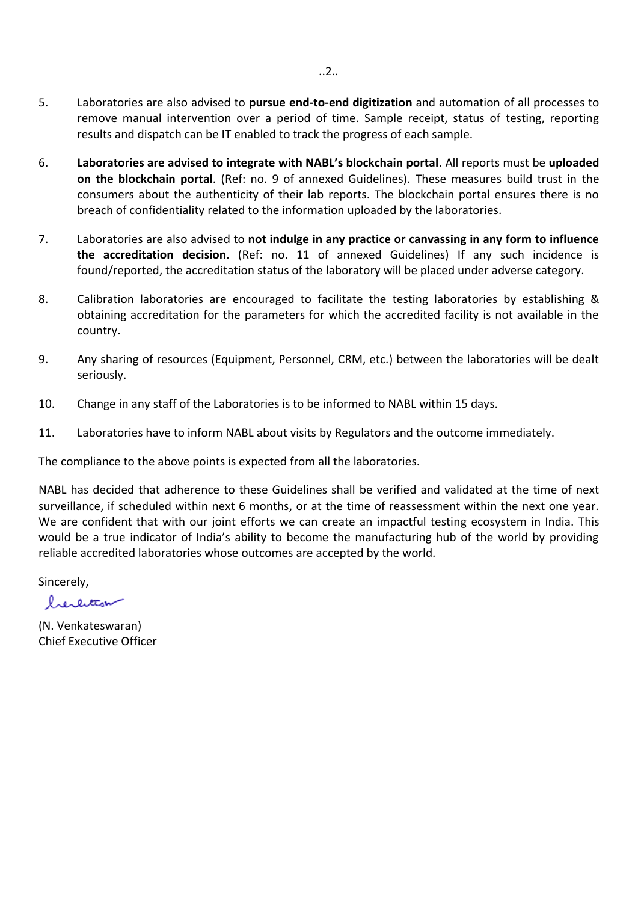5. Laboratories are also advised to **pursue end-to-end digitization** and automation of all processes to remove manual intervention over a period of time. Sample receipt, status of testing, reporting results and dispatch can be IT enabled to track the progress of each sample.

6. **Laboratories are advised to integrate with NABL's blockchain portal**. All reports must be **uploaded on the blockchain portal**. (Ref: no. 9 of annexed Guidelines). These measures build trust in the consumers about the authenticity of their lab reports. The blockchain portal ensures there is no breach of confidentiality related to the information uploaded by the laboratories.

7. Laboratories are also advised to **not indulge in any practice or canvassing in any form to influence the accreditation decision**. (Ref: no. 11 of annexed Guidelines) If any such incidence is found/reported, the accreditation status of the laboratory will be placed under adverse category.

8. Calibration laboratories are encouraged to facilitate the testing laboratories by establishing & obtaining accreditation for the parameters for which the accredited facility is not available in the country.

9. Any sharing of resources (Equipment, Personnel, CRM, etc.) between the laboratories will be dealt seriously.

10. Change in any staff of the Laboratories is to be informed to NABL within 15 days.

11. Laboratories have to inform NABL about visits by Regulators and the outcome immediately.

The compliance to the above points is expected from all the laboratories.

NABL has decided that adherence to these Guidelines shall be verified and validated at the time of next surveillance, if scheduled within next 6 months, or at the time of reassessment within the next one year. We are confident that with our joint efforts we can create an impactful testing ecosystem in India. This would be a true indicator of India's ability to become the manufacturing hub of the world by providing reliable accredited laboratories whose outcomes are accepted by the world.

Sincerely,

(N. Venkateswaran)
Chief Executive Officer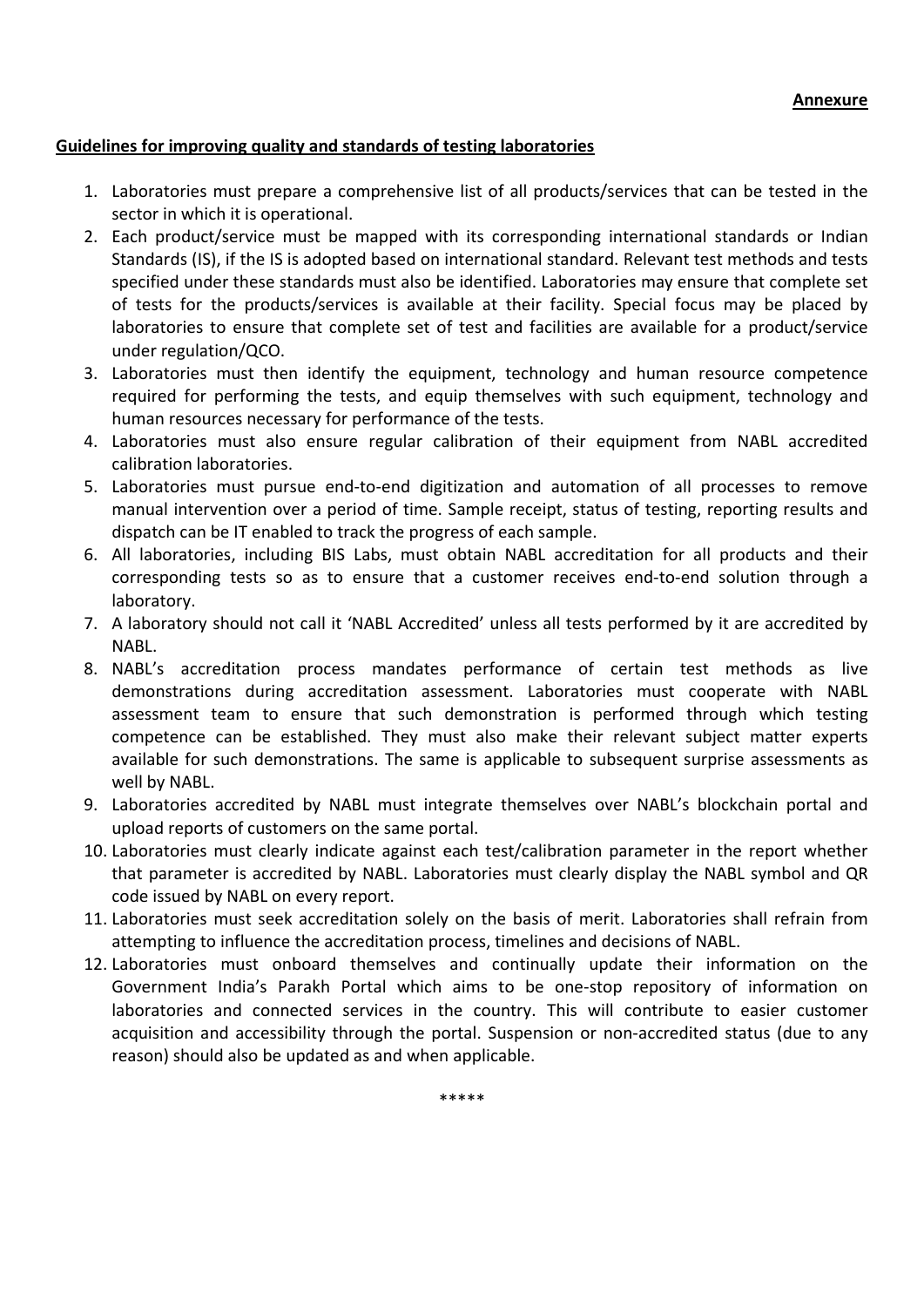**Annexure**

**Guidelines for improving quality and standards of testing laboratories**

1. Laboratories must prepare a comprehensive list of all products/services that can be tested in the sector in which it is operational.
2. Each product/service must be mapped with its corresponding international standards or Indian Standards (IS), if the IS is adopted based on international standard. Relevant test methods and tests specified under these standards must also be identified. Laboratories may ensure that complete set of tests for the products/services is available at their facility. Special focus may be placed by laboratories to ensure that complete set of test and facilities are available for a product/service under regulation/QCO.
3. Laboratories must then identify the equipment, technology and human resource competence required for performing the tests, and equip themselves with such equipment, technology and human resources necessary for performance of the tests.
4. Laboratories must also ensure regular calibration of their equipment from NABL accredited calibration laboratories.
5. Laboratories must pursue end-to-end digitization and automation of all processes to remove manual intervention over a period of time. Sample receipt, status of testing, reporting results and dispatch can be IT enabled to track the progress of each sample.
6. All laboratories, including BIS Labs, must obtain NABL accreditation for all products and their corresponding tests so as to ensure that a customer receives end-to-end solution through a laboratory.
7. A laboratory should not call it 'NABL Accredited' unless all tests performed by it are accredited by NABL.
8. NABL's accreditation process mandates performance of certain test methods as live demonstrations during accreditation assessment. Laboratories must cooperate with NABL assessment team to ensure that such demonstration is performed through which testing competence can be established. They must also make their relevant subject matter experts available for such demonstrations. The same is applicable to subsequent surprise assessments as well by NABL.
9. Laboratories accredited by NABL must integrate themselves over NABL's blockchain portal and upload reports of customers on the same portal.
10. Laboratories must clearly indicate against each test/calibration parameter in the report whether that parameter is accredited by NABL. Laboratories must clearly display the NABL symbol and QR code issued by NABL on every report.
11. Laboratories must seek accreditation solely on the basis of merit. Laboratories shall refrain from attempting to influence the accreditation process, timelines and decisions of NABL.
12. Laboratories must onboard themselves and continually update their information on the Government India's Parakh Portal which aims to be one-stop repository of information on laboratories and connected services in the country. This will contribute to easier customer acquisition and accessibility through the portal. Suspension or non-accredited status (due to any reason) should also be updated as and when applicable.

*****